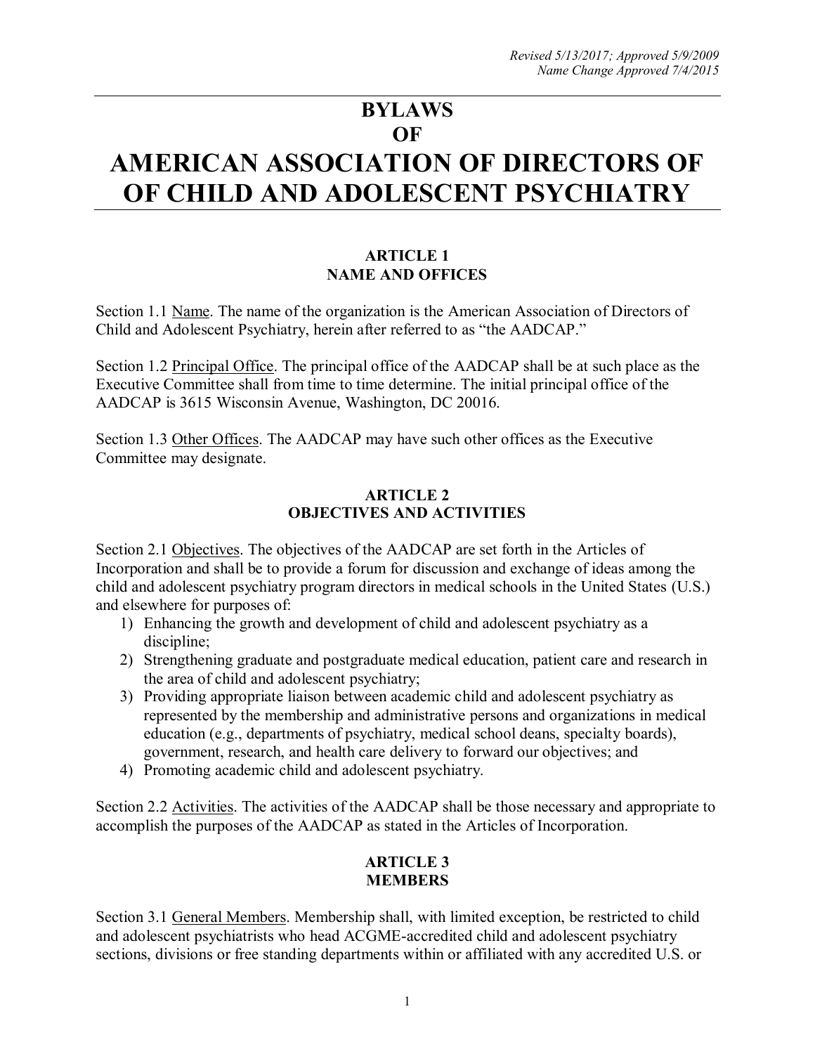*Revised 5/13/2017; Approved 5/9/2009*
*Name Change Approved 7/4/2015*

# BYLAWS
# OF
# AMERICAN ASSOCIATION OF DIRECTORS OF OF CHILD AND ADOLESCENT PSYCHIATRY

## ARTICLE 1
## NAME AND OFFICES

Section 1.1 Name. The name of the organization is the American Association of Directors of Child and Adolescent Psychiatry, herein after referred to as "the AADCAP."

Section 1.2 Principal Office. The principal office of the AADCAP shall be at such place as the Executive Committee shall from time to time determine. The initial principal office of the AADCAP is 3615 Wisconsin Avenue, Washington, DC 20016.

Section 1.3 Other Offices. The AADCAP may have such other offices as the Executive Committee may designate.

## ARTICLE 2
## OBJECTIVES AND ACTIVITIES

Section 2.1 Objectives. The objectives of the AADCAP are set forth in the Articles of Incorporation and shall be to provide a forum for discussion and exchange of ideas among the child and adolescent psychiatry program directors in medical schools in the United States (U.S.) and elsewhere for purposes of:

1) Enhancing the growth and development of child and adolescent psychiatry as a discipline;
2) Strengthening graduate and postgraduate medical education, patient care and research in the area of child and adolescent psychiatry;
3) Providing appropriate liaison between academic child and adolescent psychiatry as represented by the membership and administrative persons and organizations in medical education (e.g., departments of psychiatry, medical school deans, specialty boards), government, research, and health care delivery to forward our objectives; and
4) Promoting academic child and adolescent psychiatry.

Section 2.2 Activities. The activities of the AADCAP shall be those necessary and appropriate to accomplish the purposes of the AADCAP as stated in the Articles of Incorporation.

## ARTICLE 3
## MEMBERS

Section 3.1 General Members. Membership shall, with limited exception, be restricted to child and adolescent psychiatrists who head ACGME-accredited child and adolescent psychiatry sections, divisions or free standing departments within or affiliated with any accredited U.S. or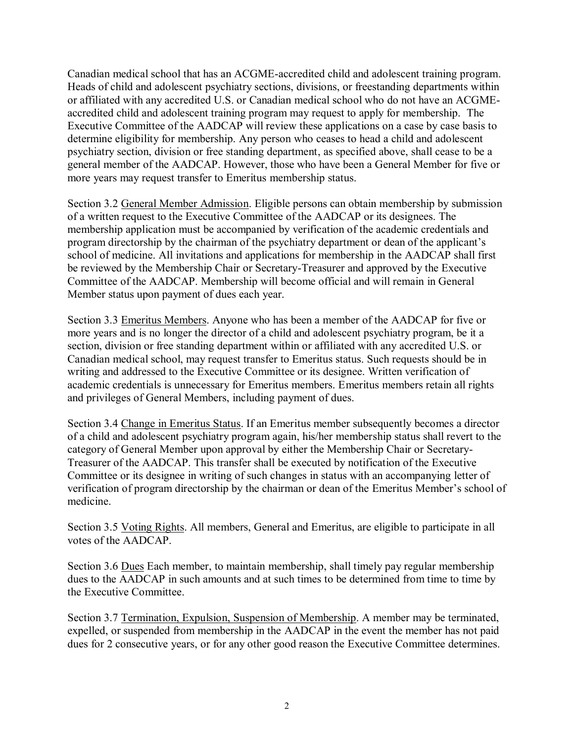Canadian medical school that has an ACGME-accredited child and adolescent training program. Heads of child and adolescent psychiatry sections, divisions, or freestanding departments within or affiliated with any accredited U.S. or Canadian medical school who do not have an ACGME-accredited child and adolescent training program may request to apply for membership. The Executive Committee of the AADCAP will review these applications on a case by case basis to determine eligibility for membership. Any person who ceases to head a child and adolescent psychiatry section, division or free standing department, as specified above, shall cease to be a general member of the AADCAP. However, those who have been a General Member for five or more years may request transfer to Emeritus membership status.

Section 3.2 General Member Admission. Eligible persons can obtain membership by submission of a written request to the Executive Committee of the AADCAP or its designees. The membership application must be accompanied by verification of the academic credentials and program directorship by the chairman of the psychiatry department or dean of the applicant's school of medicine. All invitations and applications for membership in the AADCAP shall first be reviewed by the Membership Chair or Secretary-Treasurer and approved by the Executive Committee of the AADCAP. Membership will become official and will remain in General Member status upon payment of dues each year.

Section 3.3 Emeritus Members. Anyone who has been a member of the AADCAP for five or more years and is no longer the director of a child and adolescent psychiatry program, be it a section, division or free standing department within or affiliated with any accredited U.S. or Canadian medical school, may request transfer to Emeritus status. Such requests should be in writing and addressed to the Executive Committee or its designee. Written verification of academic credentials is unnecessary for Emeritus members. Emeritus members retain all rights and privileges of General Members, including payment of dues.

Section 3.4 Change in Emeritus Status. If an Emeritus member subsequently becomes a director of a child and adolescent psychiatry program again, his/her membership status shall revert to the category of General Member upon approval by either the Membership Chair or Secretary-Treasurer of the AADCAP. This transfer shall be executed by notification of the Executive Committee or its designee in writing of such changes in status with an accompanying letter of verification of program directorship by the chairman or dean of the Emeritus Member's school of medicine.

Section 3.5 Voting Rights. All members, General and Emeritus, are eligible to participate in all votes of the AADCAP.

Section 3.6 Dues Each member, to maintain membership, shall timely pay regular membership dues to the AADCAP in such amounts and at such times to be determined from time to time by the Executive Committee.

Section 3.7 Termination, Expulsion, Suspension of Membership. A member may be terminated, expelled, or suspended from membership in the AADCAP in the event the member has not paid dues for 2 consecutive years, or for any other good reason the Executive Committee determines.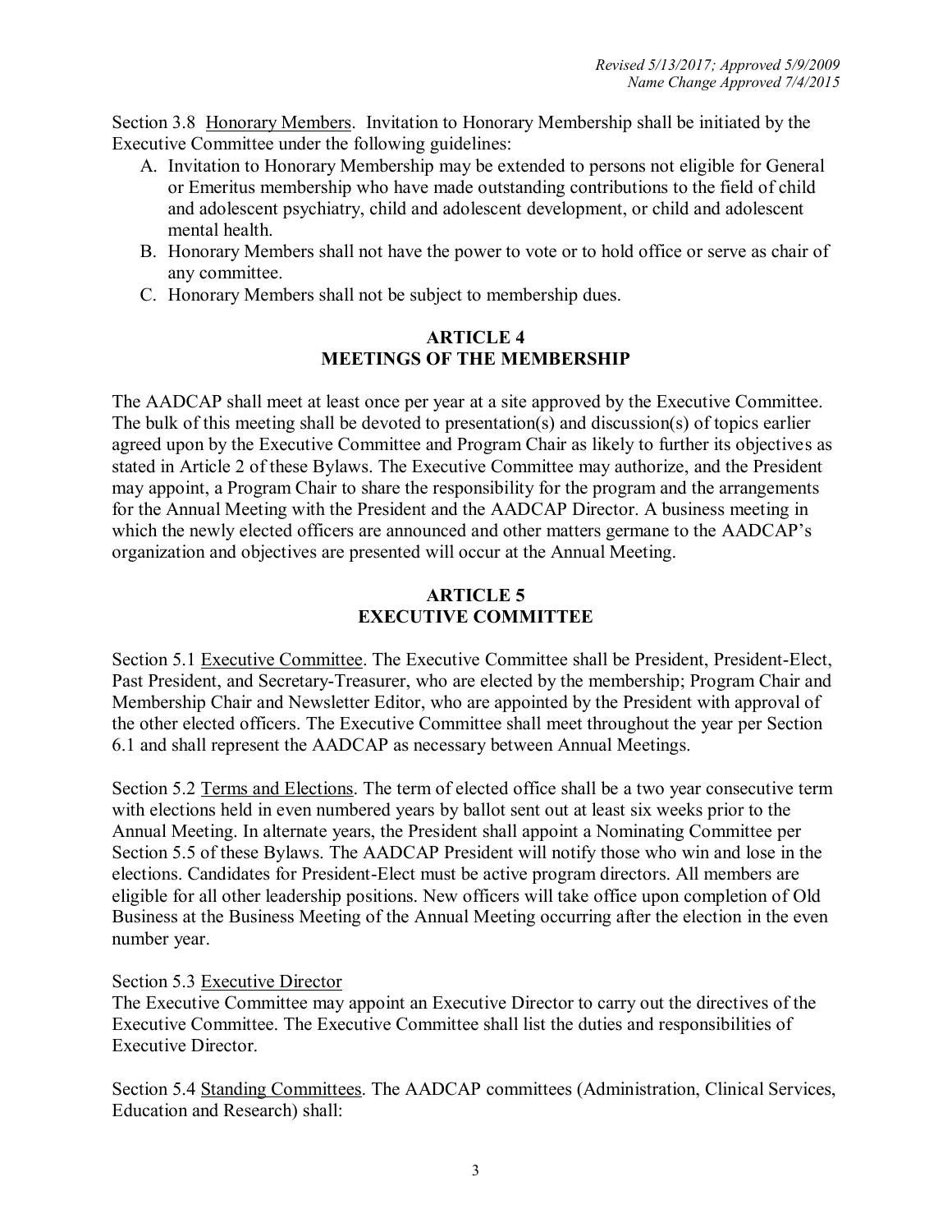Section 3.8 Honorary Members. Invitation to Honorary Membership shall be initiated by the Executive Committee under the following guidelines:

A. Invitation to Honorary Membership may be extended to persons not eligible for General or Emeritus membership who have made outstanding contributions to the field of child and adolescent psychiatry, child and adolescent development, or child and adolescent mental health.
B. Honorary Members shall not have the power to vote or to hold office or serve as chair of any committee.
C. Honorary Members shall not be subject to membership dues.

## ARTICLE 4
## MEETINGS OF THE MEMBERSHIP

The AADCAP shall meet at least once per year at a site approved by the Executive Committee. The bulk of this meeting shall be devoted to presentation(s) and discussion(s) of topics earlier agreed upon by the Executive Committee and Program Chair as likely to further its objectives as stated in Article 2 of these Bylaws. The Executive Committee may authorize, and the President may appoint, a Program Chair to share the responsibility for the program and the arrangements for the Annual Meeting with the President and the AADCAP Director. A business meeting in which the newly elected officers are announced and other matters germane to the AADCAP's organization and objectives are presented will occur at the Annual Meeting.

## ARTICLE 5
## EXECUTIVE COMMITTEE

Section 5.1 Executive Committee. The Executive Committee shall be President, President-Elect, Past President, and Secretary-Treasurer, who are elected by the membership; Program Chair and Membership Chair and Newsletter Editor, who are appointed by the President with approval of the other elected officers. The Executive Committee shall meet throughout the year per Section 6.1 and shall represent the AADCAP as necessary between Annual Meetings.

Section 5.2 Terms and Elections. The term of elected office shall be a two year consecutive term with elections held in even numbered years by ballot sent out at least six weeks prior to the Annual Meeting. In alternate years, the President shall appoint a Nominating Committee per Section 5.5 of these Bylaws. The AADCAP President will notify those who win and lose in the elections. Candidates for President-Elect must be active program directors. All members are eligible for all other leadership positions. New officers will take office upon completion of Old Business at the Business Meeting of the Annual Meeting occurring after the election in the even number year.

Section 5.3 Executive Director

The Executive Committee may appoint an Executive Director to carry out the directives of the Executive Committee. The Executive Committee shall list the duties and responsibilities of Executive Director.

Section 5.4 Standing Committees. The AADCAP committees (Administration, Clinical Services, Education and Research) shall: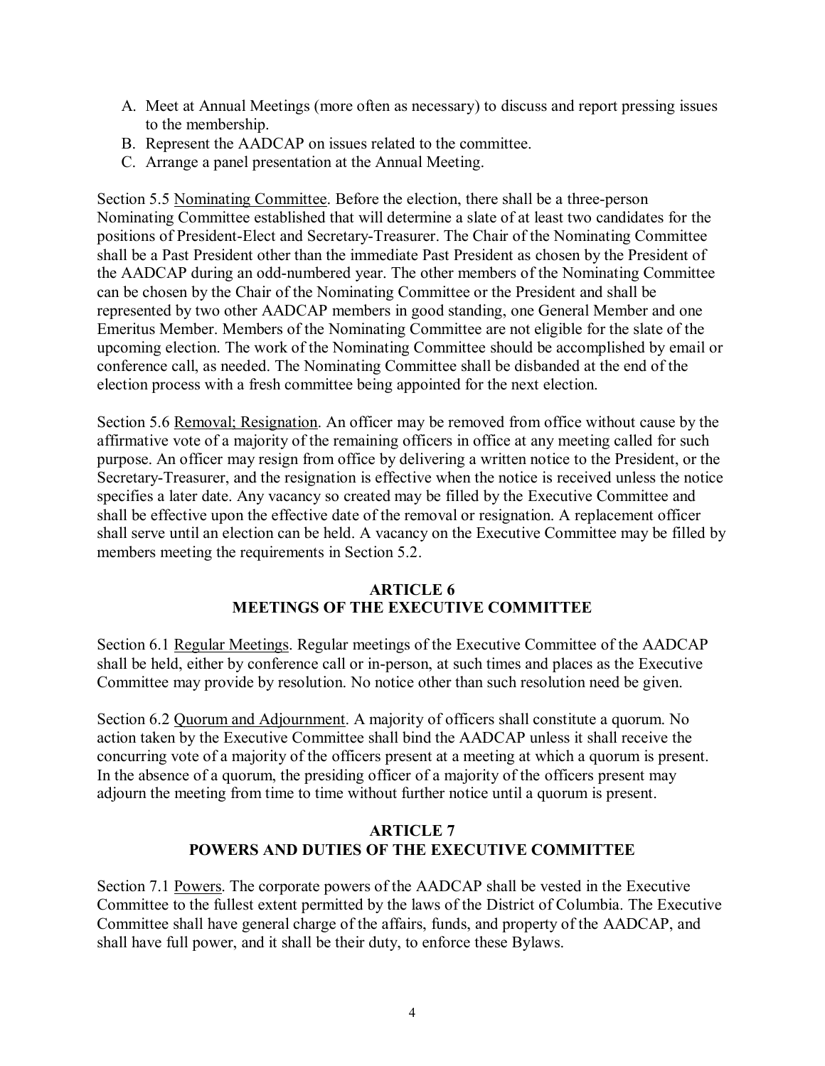A. Meet at Annual Meetings (more often as necessary) to discuss and report pressing issues to the membership.
B. Represent the AADCAP on issues related to the committee.
C. Arrange a panel presentation at the Annual Meeting.

Section 5.5 Nominating Committee. Before the election, there shall be a three-person Nominating Committee established that will determine a slate of at least two candidates for the positions of President-Elect and Secretary-Treasurer. The Chair of the Nominating Committee shall be a Past President other than the immediate Past President as chosen by the President of the AADCAP during an odd-numbered year. The other members of the Nominating Committee can be chosen by the Chair of the Nominating Committee or the President and shall be represented by two other AADCAP members in good standing, one General Member and one Emeritus Member. Members of the Nominating Committee are not eligible for the slate of the upcoming election. The work of the Nominating Committee should be accomplished by email or conference call, as needed. The Nominating Committee shall be disbanded at the end of the election process with a fresh committee being appointed for the next election.

Section 5.6 Removal; Resignation. An officer may be removed from office without cause by the affirmative vote of a majority of the remaining officers in office at any meeting called for such purpose. An officer may resign from office by delivering a written notice to the President, or the Secretary-Treasurer, and the resignation is effective when the notice is received unless the notice specifies a later date. Any vacancy so created may be filled by the Executive Committee and shall be effective upon the effective date of the removal or resignation. A replacement officer shall serve until an election can be held. A vacancy on the Executive Committee may be filled by members meeting the requirements in Section 5.2.

## ARTICLE 6
## MEETINGS OF THE EXECUTIVE COMMITTEE

Section 6.1 Regular Meetings. Regular meetings of the Executive Committee of the AADCAP shall be held, either by conference call or in-person, at such times and places as the Executive Committee may provide by resolution. No notice other than such resolution need be given.

Section 6.2 Quorum and Adjournment. A majority of officers shall constitute a quorum. No action taken by the Executive Committee shall bind the AADCAP unless it shall receive the concurring vote of a majority of the officers present at a meeting at which a quorum is present. In the absence of a quorum, the presiding officer of a majority of the officers present may adjourn the meeting from time to time without further notice until a quorum is present.

## ARTICLE 7
## POWERS AND DUTIES OF THE EXECUTIVE COMMITTEE

Section 7.1 Powers. The corporate powers of the AADCAP shall be vested in the Executive Committee to the fullest extent permitted by the laws of the District of Columbia. The Executive Committee shall have general charge of the affairs, funds, and property of the AADCAP, and shall have full power, and it shall be their duty, to enforce these Bylaws.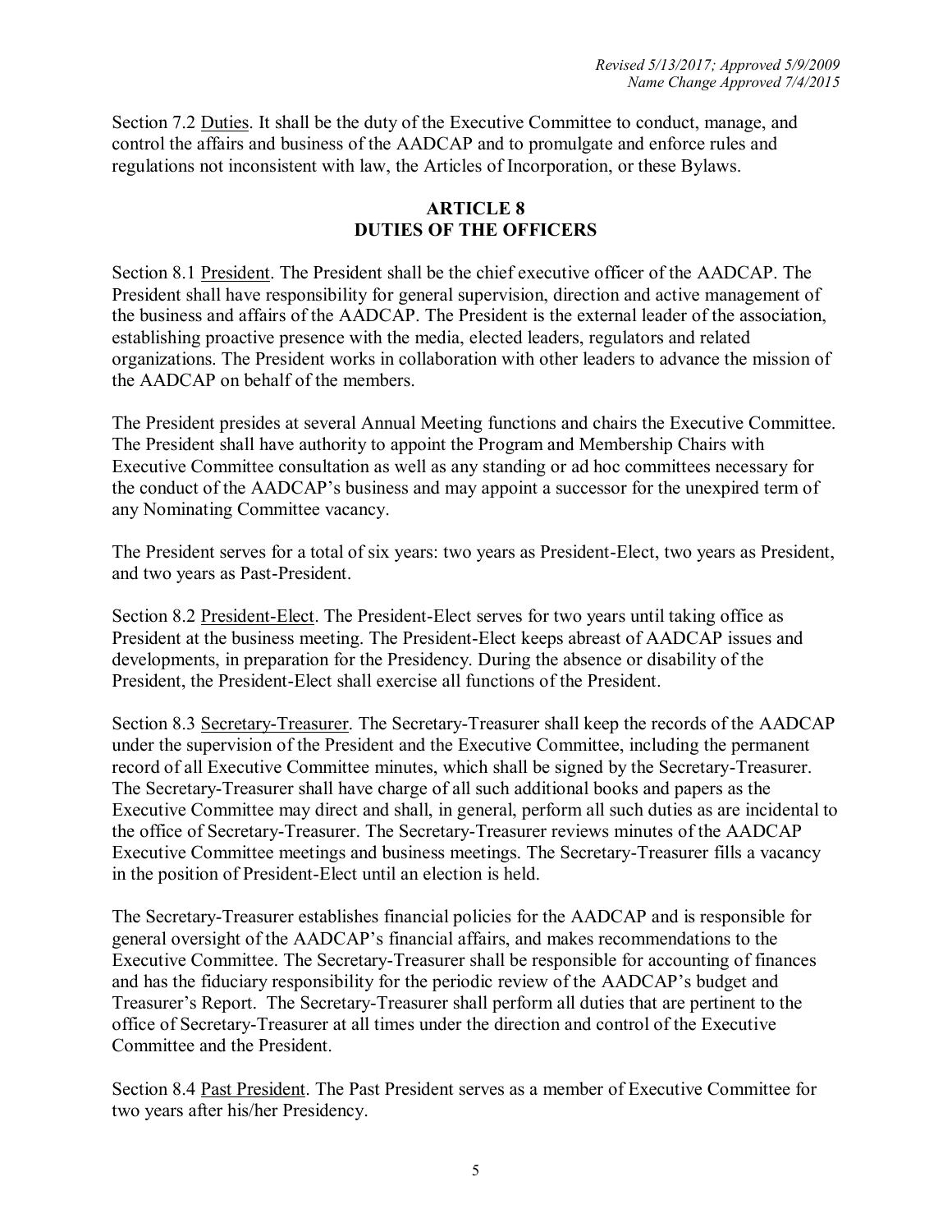Section 7.2 Duties. It shall be the duty of the Executive Committee to conduct, manage, and control the affairs and business of the AADCAP and to promulgate and enforce rules and regulations not inconsistent with law, the Articles of Incorporation, or these Bylaws.

## ARTICLE 8
## DUTIES OF THE OFFICERS

Section 8.1 President. The President shall be the chief executive officer of the AADCAP. The President shall have responsibility for general supervision, direction and active management of the business and affairs of the AADCAP. The President is the external leader of the association, establishing proactive presence with the media, elected leaders, regulators and related organizations. The President works in collaboration with other leaders to advance the mission of the AADCAP on behalf of the members.

The President presides at several Annual Meeting functions and chairs the Executive Committee. The President shall have authority to appoint the Program and Membership Chairs with Executive Committee consultation as well as any standing or ad hoc committees necessary for the conduct of the AADCAP's business and may appoint a successor for the unexpired term of any Nominating Committee vacancy.

The President serves for a total of six years: two years as President-Elect, two years as President, and two years as Past-President.

Section 8.2 President-Elect. The President-Elect serves for two years until taking office as President at the business meeting. The President-Elect keeps abreast of AADCAP issues and developments, in preparation for the Presidency. During the absence or disability of the President, the President-Elect shall exercise all functions of the President.

Section 8.3 Secretary-Treasurer. The Secretary-Treasurer shall keep the records of the AADCAP under the supervision of the President and the Executive Committee, including the permanent record of all Executive Committee minutes, which shall be signed by the Secretary-Treasurer. The Secretary-Treasurer shall have charge of all such additional books and papers as the Executive Committee may direct and shall, in general, perform all such duties as are incidental to the office of Secretary-Treasurer. The Secretary-Treasurer reviews minutes of the AADCAP Executive Committee meetings and business meetings. The Secretary-Treasurer fills a vacancy in the position of President-Elect until an election is held.

The Secretary-Treasurer establishes financial policies for the AADCAP and is responsible for general oversight of the AADCAP's financial affairs, and makes recommendations to the Executive Committee. The Secretary-Treasurer shall be responsible for accounting of finances and has the fiduciary responsibility for the periodic review of the AADCAP's budget and Treasurer's Report. The Secretary-Treasurer shall perform all duties that are pertinent to the office of Secretary-Treasurer at all times under the direction and control of the Executive Committee and the President.

Section 8.4 Past President. The Past President serves as a member of Executive Committee for two years after his/her Presidency.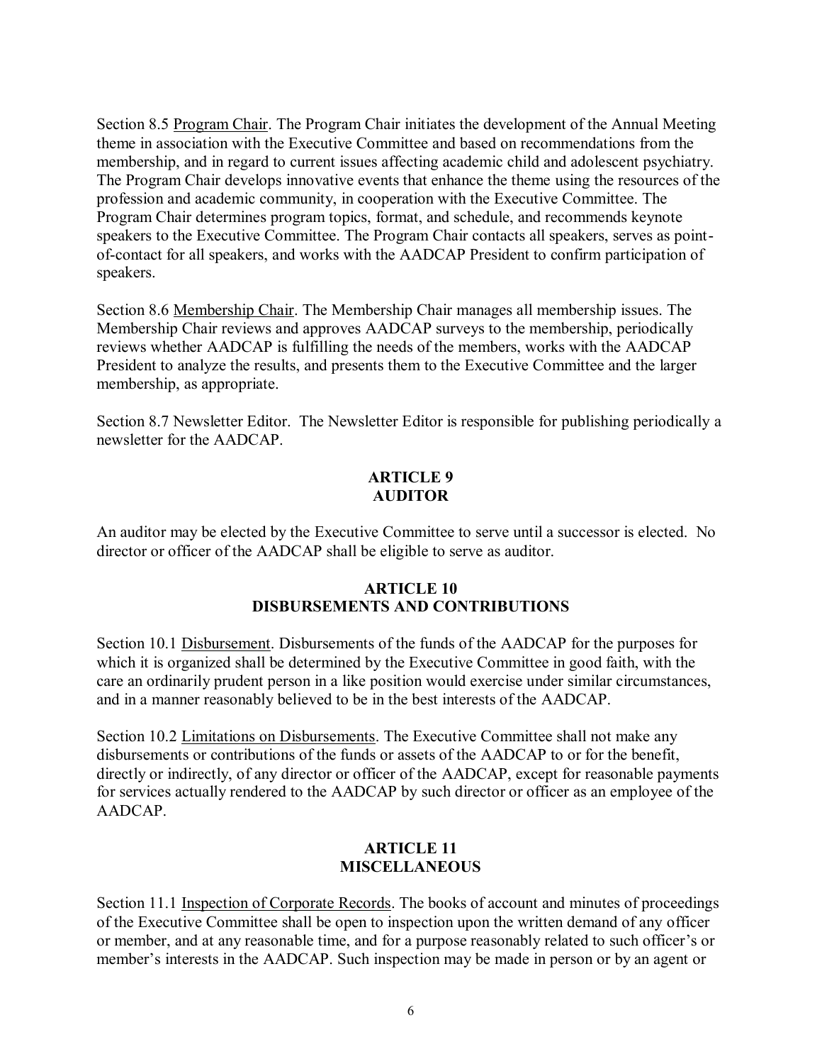Section 8.5 Program Chair. The Program Chair initiates the development of the Annual Meeting theme in association with the Executive Committee and based on recommendations from the membership, and in regard to current issues affecting academic child and adolescent psychiatry. The Program Chair develops innovative events that enhance the theme using the resources of the profession and academic community, in cooperation with the Executive Committee. The Program Chair determines program topics, format, and schedule, and recommends keynote speakers to the Executive Committee. The Program Chair contacts all speakers, serves as point-of-contact for all speakers, and works with the AADCAP President to confirm participation of speakers.

Section 8.6 Membership Chair. The Membership Chair manages all membership issues. The Membership Chair reviews and approves AADCAP surveys to the membership, periodically reviews whether AADCAP is fulfilling the needs of the members, works with the AADCAP President to analyze the results, and presents them to the Executive Committee and the larger membership, as appropriate.

Section 8.7 Newsletter Editor. The Newsletter Editor is responsible for publishing periodically a newsletter for the AADCAP.

## ARTICLE 9
## AUDITOR

An auditor may be elected by the Executive Committee to serve until a successor is elected. No director or officer of the AADCAP shall be eligible to serve as auditor.

## ARTICLE 10
## DISBURSEMENTS AND CONTRIBUTIONS

Section 10.1 Disbursement. Disbursements of the funds of the AADCAP for the purposes for which it is organized shall be determined by the Executive Committee in good faith, with the care an ordinarily prudent person in a like position would exercise under similar circumstances, and in a manner reasonably believed to be in the best interests of the AADCAP.

Section 10.2 Limitations on Disbursements. The Executive Committee shall not make any disbursements or contributions of the funds or assets of the AADCAP to or for the benefit, directly or indirectly, of any director or officer of the AADCAP, except for reasonable payments for services actually rendered to the AADCAP by such director or officer as an employee of the AADCAP.

## ARTICLE 11
## MISCELLANEOUS

Section 11.1 Inspection of Corporate Records. The books of account and minutes of proceedings of the Executive Committee shall be open to inspection upon the written demand of any officer or member, and at any reasonable time, and for a purpose reasonably related to such officer's or member's interests in the AADCAP. Such inspection may be made in person or by an agent or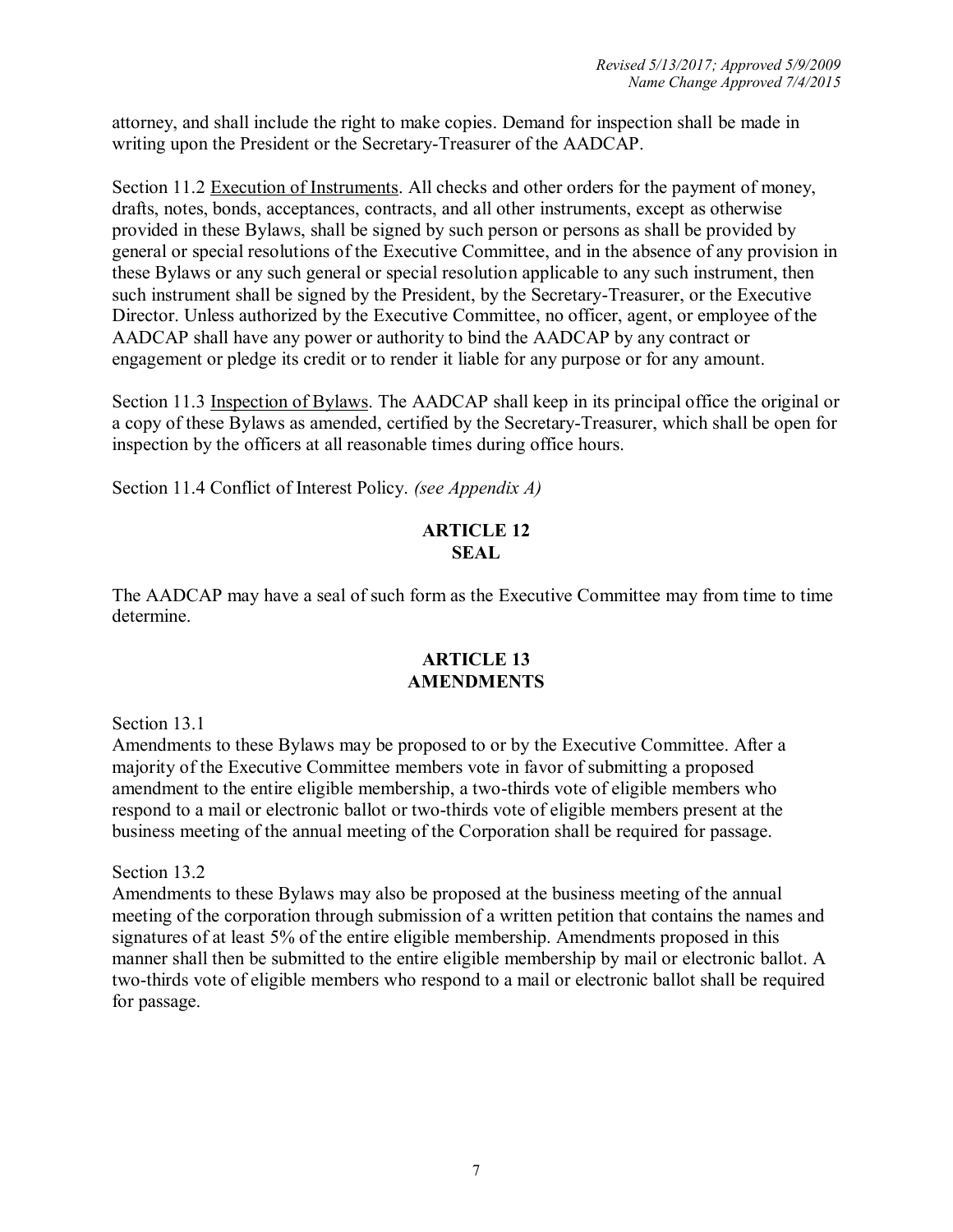attorney, and shall include the right to make copies. Demand for inspection shall be made in writing upon the President or the Secretary-Treasurer of the AADCAP.

Section 11.2 Execution of Instruments. All checks and other orders for the payment of money, drafts, notes, bonds, acceptances, contracts, and all other instruments, except as otherwise provided in these Bylaws, shall be signed by such person or persons as shall be provided by general or special resolutions of the Executive Committee, and in the absence of any provision in these Bylaws or any such general or special resolution applicable to any such instrument, then such instrument shall be signed by the President, by the Secretary-Treasurer, or the Executive Director. Unless authorized by the Executive Committee, no officer, agent, or employee of the AADCAP shall have any power or authority to bind the AADCAP by any contract or engagement or pledge its credit or to render it liable for any purpose or for any amount.

Section 11.3 Inspection of Bylaws. The AADCAP shall keep in its principal office the original or a copy of these Bylaws as amended, certified by the Secretary-Treasurer, which shall be open for inspection by the officers at all reasonable times during office hours.

Section 11.4 Conflict of Interest Policy. *(see Appendix A)*

## ARTICLE 12
## SEAL

The AADCAP may have a seal of such form as the Executive Committee may from time to time determine.

## ARTICLE 13
## AMENDMENTS

Section 13.1

Amendments to these Bylaws may be proposed to or by the Executive Committee. After a majority of the Executive Committee members vote in favor of submitting a proposed amendment to the entire eligible membership, a two-thirds vote of eligible members who respond to a mail or electronic ballot or two-thirds vote of eligible members present at the business meeting of the annual meeting of the Corporation shall be required for passage.

Section 13.2

Amendments to these Bylaws may also be proposed at the business meeting of the annual meeting of the corporation through submission of a written petition that contains the names and signatures of at least 5% of the entire eligible membership. Amendments proposed in this manner shall then be submitted to the entire eligible membership by mail or electronic ballot. A two-thirds vote of eligible members who respond to a mail or electronic ballot shall be required for passage.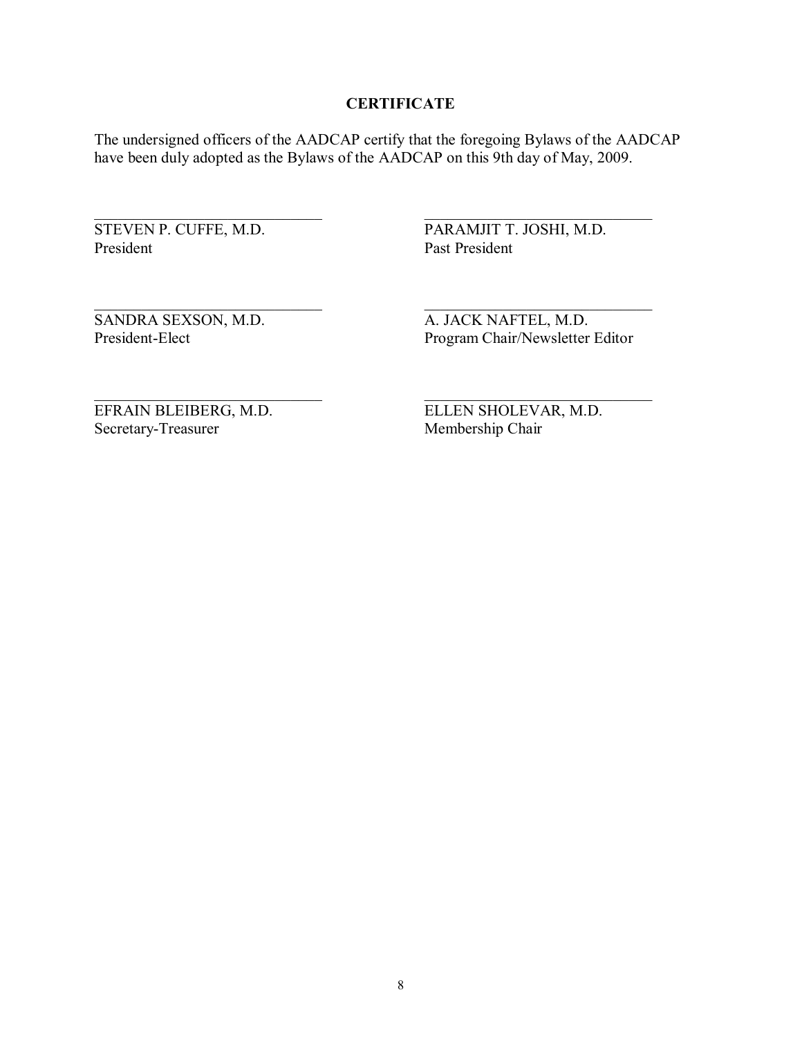## CERTIFICATE

The undersigned officers of the AADCAP certify that the foregoing Bylaws of the AADCAP have been duly adopted as the Bylaws of the AADCAP on this 9th day of May, 2009.

\_\_\_\_\_\_\_\_\_\_\_\_\_\_\_\_\_\_\_\_\_\_\_\_\_\_\_\_\_\_
STEVEN P. CUFFE, M.D.
President

\_\_\_\_\_\_\_\_\_\_\_\_\_\_\_\_\_\_\_\_\_\_\_\_\_\_\_\_\_\_
PARAMJIT T. JOSHI, M.D.
Past President

\_\_\_\_\_\_\_\_\_\_\_\_\_\_\_\_\_\_\_\_\_\_\_\_\_\_\_\_\_\_
SANDRA SEXSON, M.D.
President-Elect

\_\_\_\_\_\_\_\_\_\_\_\_\_\_\_\_\_\_\_\_\_\_\_\_\_\_\_\_\_\_
A. JACK NAFTEL, M.D.
Program Chair/Newsletter Editor

\_\_\_\_\_\_\_\_\_\_\_\_\_\_\_\_\_\_\_\_\_\_\_\_\_\_\_\_\_\_
EFRAIN BLEIBERG, M.D.
Secretary-Treasurer

\_\_\_\_\_\_\_\_\_\_\_\_\_\_\_\_\_\_\_\_\_\_\_\_\_\_\_\_\_\_
ELLEN SHOLEVAR, M.D.
Membership Chair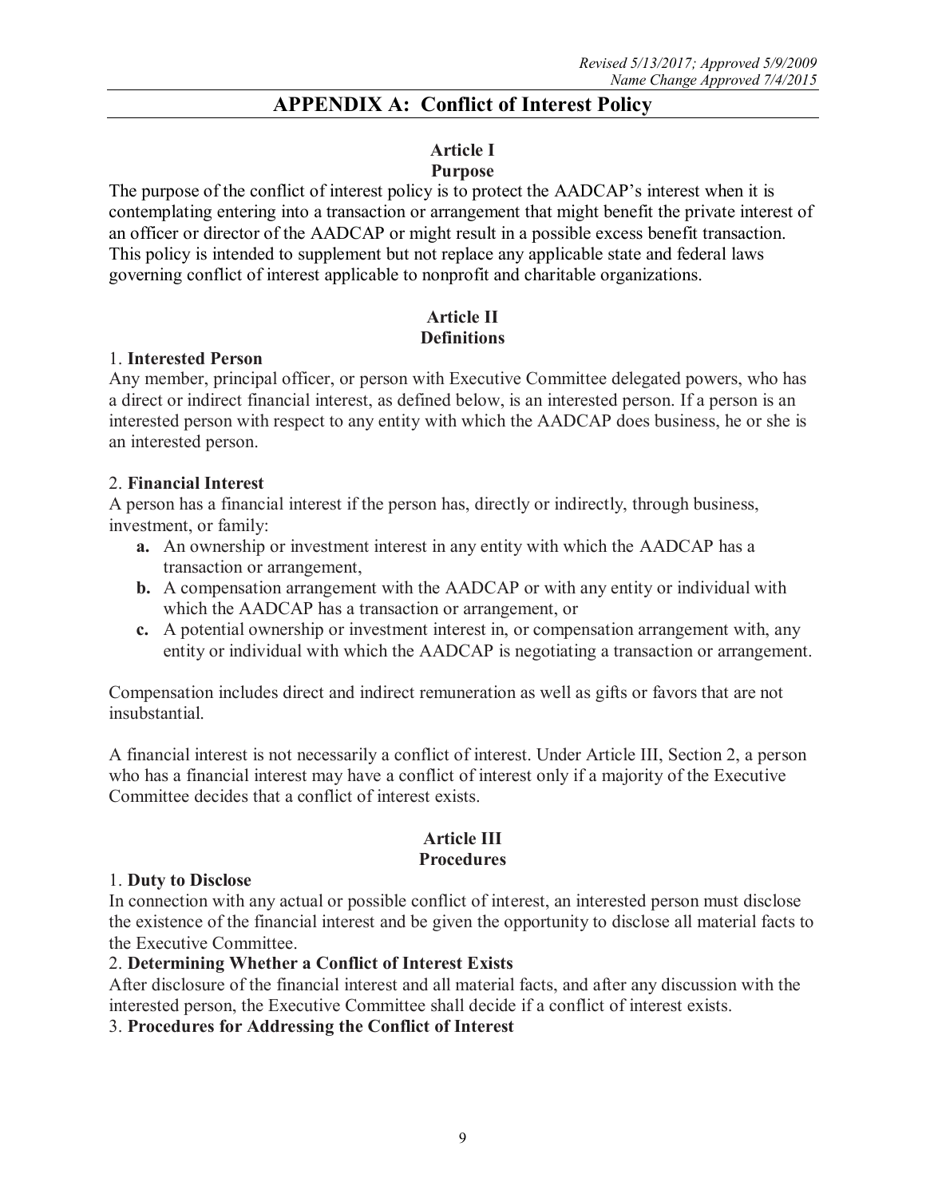*Revised 5/13/2017; Approved 5/9/2009*
*Name Change Approved 7/4/2015*

# APPENDIX A: Conflict of Interest Policy

## Article I
## Purpose

The purpose of the conflict of interest policy is to protect the AADCAP's interest when it is contemplating entering into a transaction or arrangement that might benefit the private interest of an officer or director of the AADCAP or might result in a possible excess benefit transaction. This policy is intended to supplement but not replace any applicable state and federal laws governing conflict of interest applicable to nonprofit and charitable organizations.

## Article II
## Definitions

1. **Interested Person**

Any member, principal officer, or person with Executive Committee delegated powers, who has a direct or indirect financial interest, as defined below, is an interested person. If a person is an interested person with respect to any entity with which the AADCAP does business, he or she is an interested person.

2. **Financial Interest**

A person has a financial interest if the person has, directly or indirectly, through business, investment, or family:

- **a.** An ownership or investment interest in any entity with which the AADCAP has a transaction or arrangement,
- **b.** A compensation arrangement with the AADCAP or with any entity or individual with which the AADCAP has a transaction or arrangement, or
- **c.** A potential ownership or investment interest in, or compensation arrangement with, any entity or individual with which the AADCAP is negotiating a transaction or arrangement.

Compensation includes direct and indirect remuneration as well as gifts or favors that are not insubstantial.

A financial interest is not necessarily a conflict of interest. Under Article III, Section 2, a person who has a financial interest may have a conflict of interest only if a majority of the Executive Committee decides that a conflict of interest exists.

## Article III
## Procedures

1. **Duty to Disclose**

In connection with any actual or possible conflict of interest, an interested person must disclose the existence of the financial interest and be given the opportunity to disclose all material facts to the Executive Committee.

2. **Determining Whether a Conflict of Interest Exists**

After disclosure of the financial interest and all material facts, and after any discussion with the interested person, the Executive Committee shall decide if a conflict of interest exists.

3. **Procedures for Addressing the Conflict of Interest**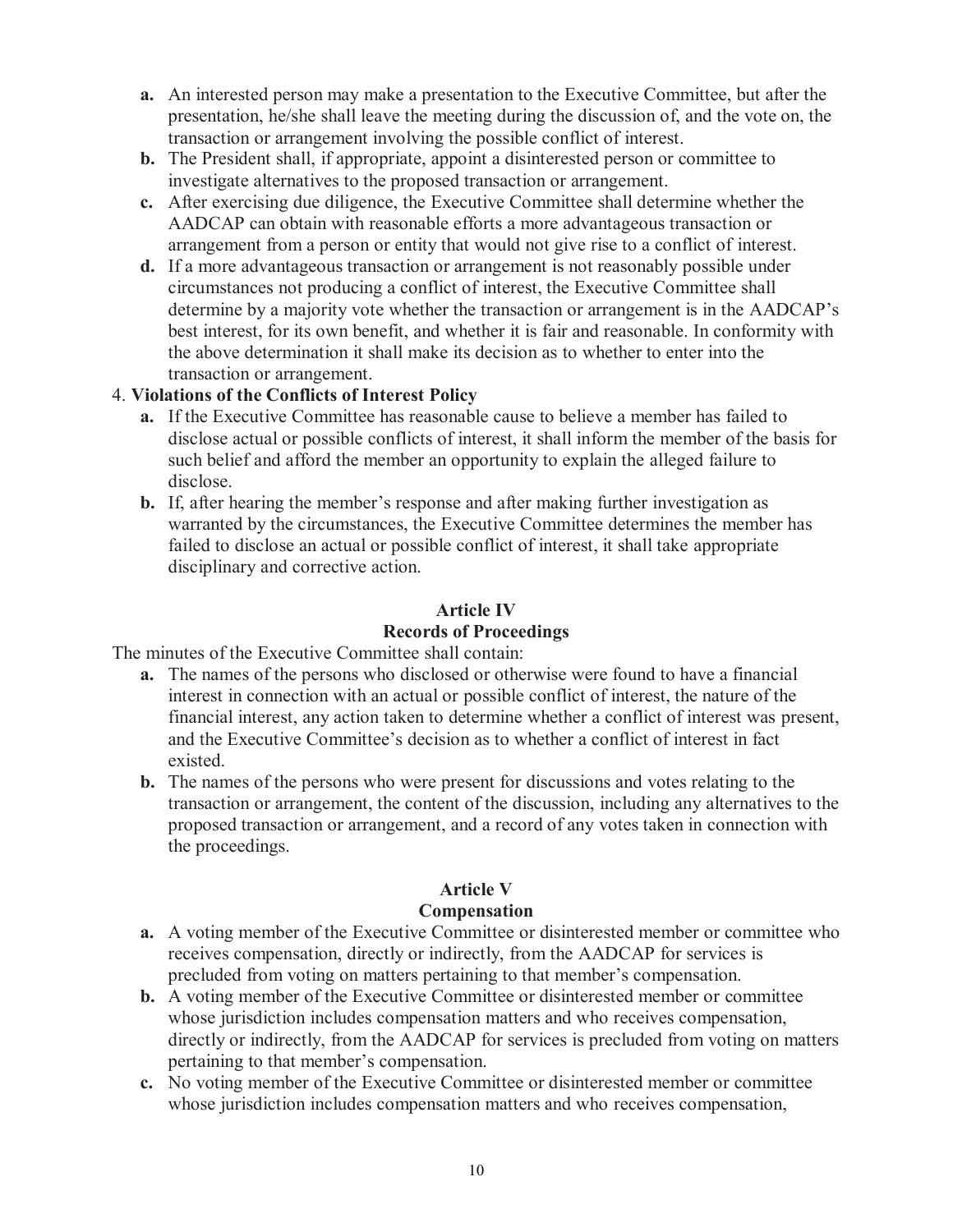- **a.** An interested person may make a presentation to the Executive Committee, but after the presentation, he/she shall leave the meeting during the discussion of, and the vote on, the transaction or arrangement involving the possible conflict of interest.
- **b.** The President shall, if appropriate, appoint a disinterested person or committee to investigate alternatives to the proposed transaction or arrangement.
- **c.** After exercising due diligence, the Executive Committee shall determine whether the AADCAP can obtain with reasonable efforts a more advantageous transaction or arrangement from a person or entity that would not give rise to a conflict of interest.
- **d.** If a more advantageous transaction or arrangement is not reasonably possible under circumstances not producing a conflict of interest, the Executive Committee shall determine by a majority vote whether the transaction or arrangement is in the AADCAP's best interest, for its own benefit, and whether it is fair and reasonable. In conformity with the above determination it shall make its decision as to whether to enter into the transaction or arrangement.

4. **Violations of the Conflicts of Interest Policy**

- **a.** If the Executive Committee has reasonable cause to believe a member has failed to disclose actual or possible conflicts of interest, it shall inform the member of the basis for such belief and afford the member an opportunity to explain the alleged failure to disclose.
- **b.** If, after hearing the member's response and after making further investigation as warranted by the circumstances, the Executive Committee determines the member has failed to disclose an actual or possible conflict of interest, it shall take appropriate disciplinary and corrective action.

## Article IV
## Records of Proceedings

The minutes of the Executive Committee shall contain:

- **a.** The names of the persons who disclosed or otherwise were found to have a financial interest in connection with an actual or possible conflict of interest, the nature of the financial interest, any action taken to determine whether a conflict of interest was present, and the Executive Committee's decision as to whether a conflict of interest in fact existed.
- **b.** The names of the persons who were present for discussions and votes relating to the transaction or arrangement, the content of the discussion, including any alternatives to the proposed transaction or arrangement, and a record of any votes taken in connection with the proceedings.

## Article V
## Compensation

- **a.** A voting member of the Executive Committee or disinterested member or committee who receives compensation, directly or indirectly, from the AADCAP for services is precluded from voting on matters pertaining to that member's compensation.
- **b.** A voting member of the Executive Committee or disinterested member or committee whose jurisdiction includes compensation matters and who receives compensation, directly or indirectly, from the AADCAP for services is precluded from voting on matters pertaining to that member's compensation.
- **c.** No voting member of the Executive Committee or disinterested member or committee whose jurisdiction includes compensation matters and who receives compensation,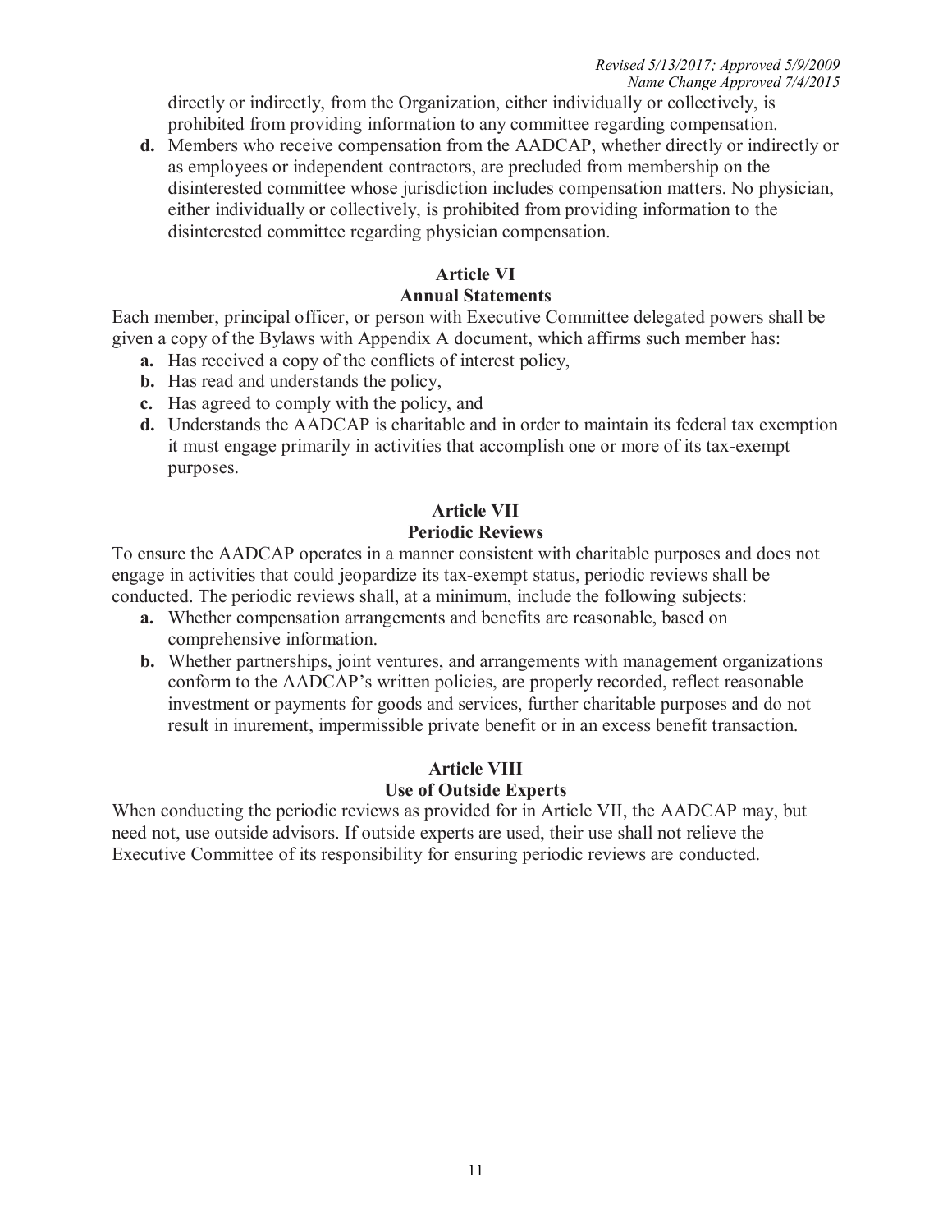directly or indirectly, from the Organization, either individually or collectively, is prohibited from providing information to any committee regarding compensation.

**d.** Members who receive compensation from the AADCAP, whether directly or indirectly or as employees or independent contractors, are precluded from membership on the disinterested committee whose jurisdiction includes compensation matters. No physician, either individually or collectively, is prohibited from providing information to the disinterested committee regarding physician compensation.

## Article VI
## Annual Statements

Each member, principal officer, or person with Executive Committee delegated powers shall be given a copy of the Bylaws with Appendix A document, which affirms such member has:

**a.** Has received a copy of the conflicts of interest policy,

**b.** Has read and understands the policy,

**c.** Has agreed to comply with the policy, and

**d.** Understands the AADCAP is charitable and in order to maintain its federal tax exemption it must engage primarily in activities that accomplish one or more of its tax-exempt purposes.

## Article VII
## Periodic Reviews

To ensure the AADCAP operates in a manner consistent with charitable purposes and does not engage in activities that could jeopardize its tax-exempt status, periodic reviews shall be conducted. The periodic reviews shall, at a minimum, include the following subjects:

**a.** Whether compensation arrangements and benefits are reasonable, based on comprehensive information.

**b.** Whether partnerships, joint ventures, and arrangements with management organizations conform to the AADCAP's written policies, are properly recorded, reflect reasonable investment or payments for goods and services, further charitable purposes and do not result in inurement, impermissible private benefit or in an excess benefit transaction.

## Article VIII
## Use of Outside Experts

When conducting the periodic reviews as provided for in Article VII, the AADCAP may, but need not, use outside advisors. If outside experts are used, their use shall not relieve the Executive Committee of its responsibility for ensuring periodic reviews are conducted.